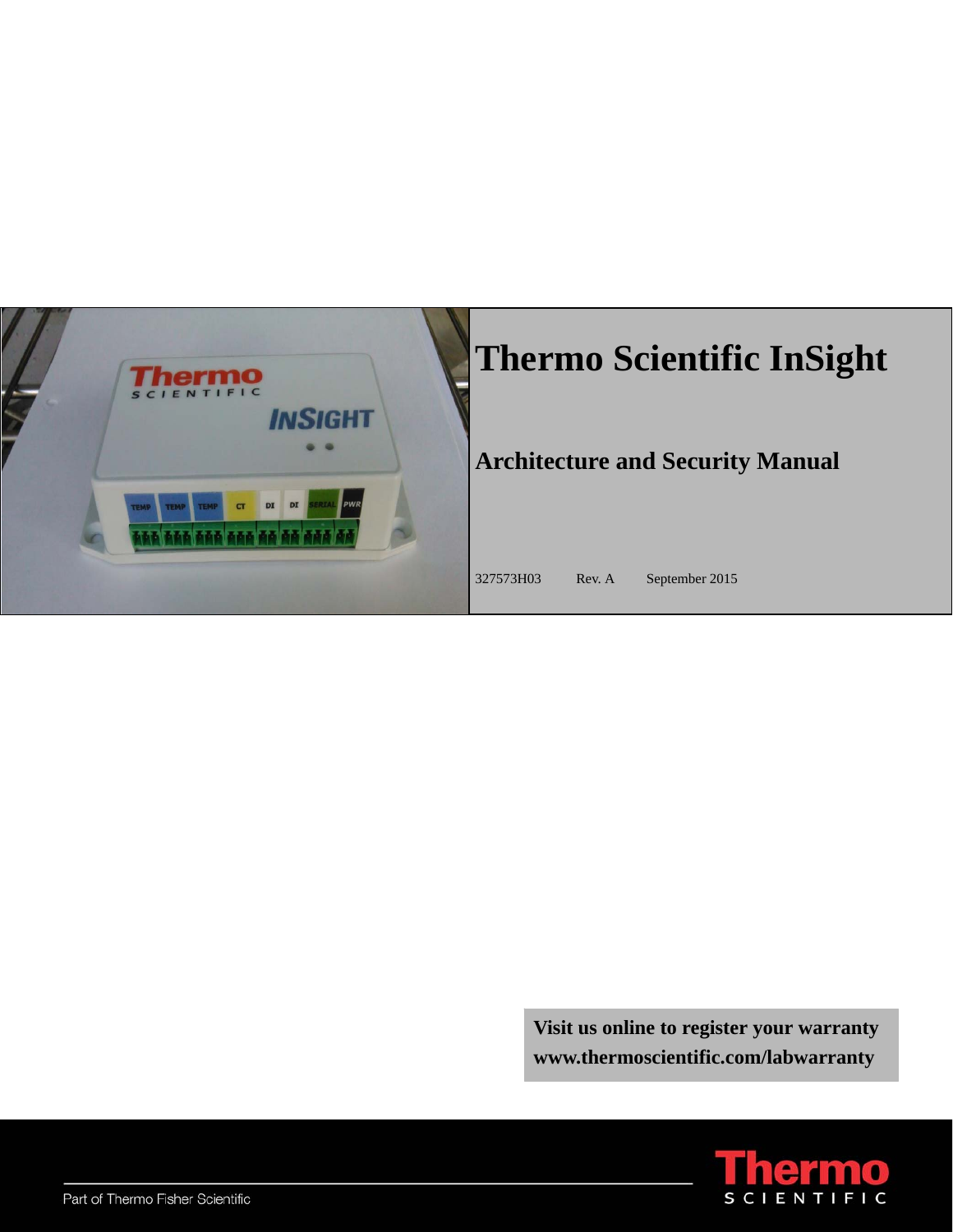# Thermo Scientific InSight

## Architecture and Security Manual

327573H03 Rev. A September 2015

**Visit us online to register your warranty**
**www.thermoscientific.com/labwarranty**

Part of Thermo Fisher Scientific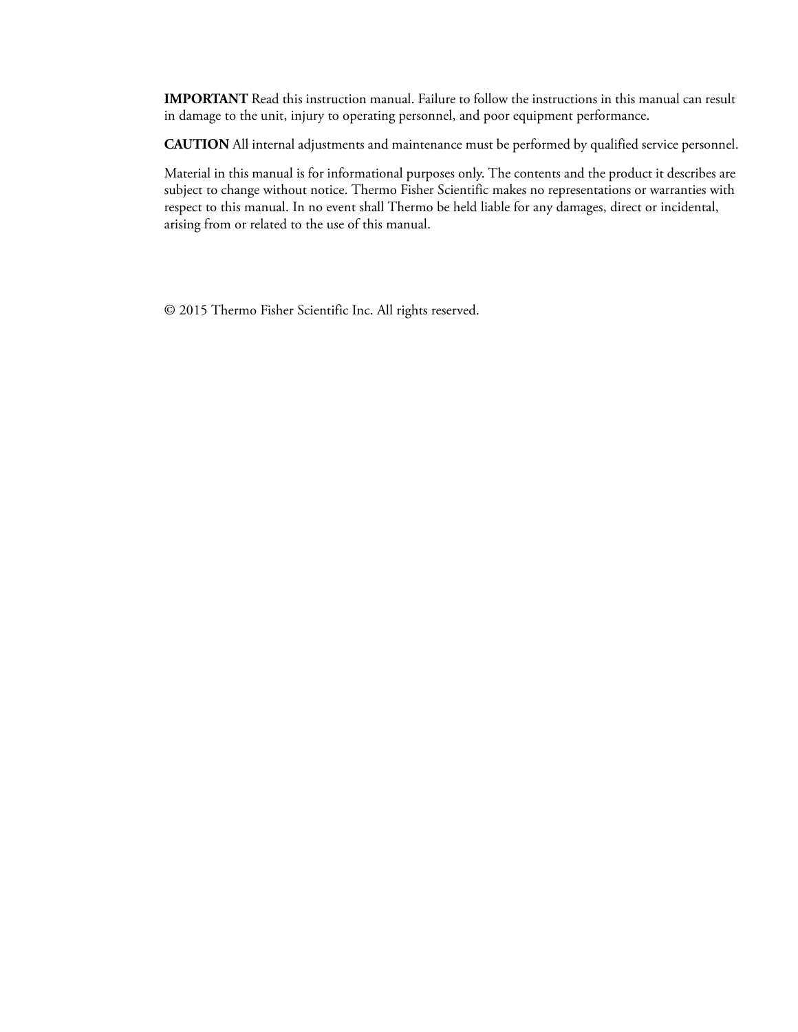**IMPORTANT** Read this instruction manual. Failure to follow the instructions in this manual can result in damage to the unit, injury to operating personnel, and poor equipment performance.

**CAUTION** All internal adjustments and maintenance must be performed by qualified service personnel.

Material in this manual is for informational purposes only. The contents and the product it describes are subject to change without notice. Thermo Fisher Scientific makes no representations or warranties with respect to this manual. In no event shall Thermo be held liable for any damages, direct or incidental, arising from or related to the use of this manual.

© 2015 Thermo Fisher Scientific Inc. All rights reserved.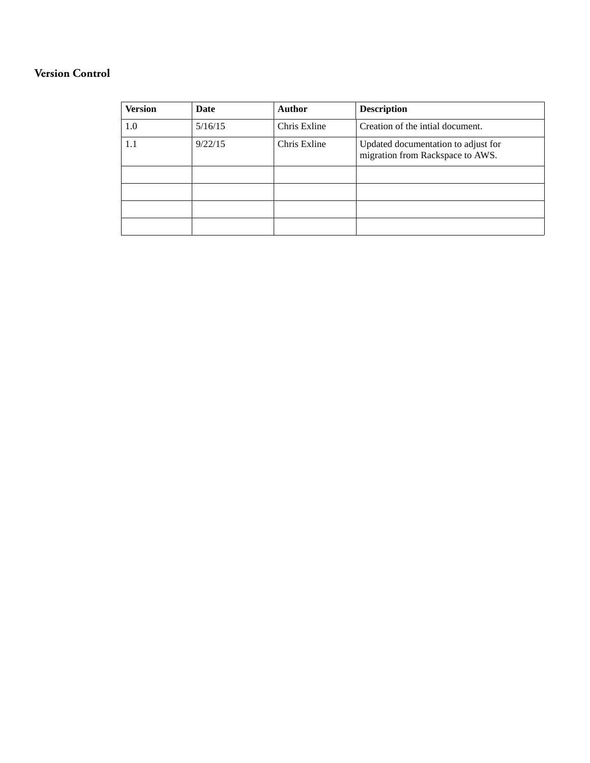## Version Control

| Version | Date | Author | Description |
|---|---|---|---|
| 1.0 | 5/16/15 | Chris Exline | Creation of the intial document. |
| 1.1 | 9/22/15 | Chris Exline | Updated documentation to adjust for migration from Rackspace to AWS. |
| | | | |
| | | | |
| | | | |
| | | | |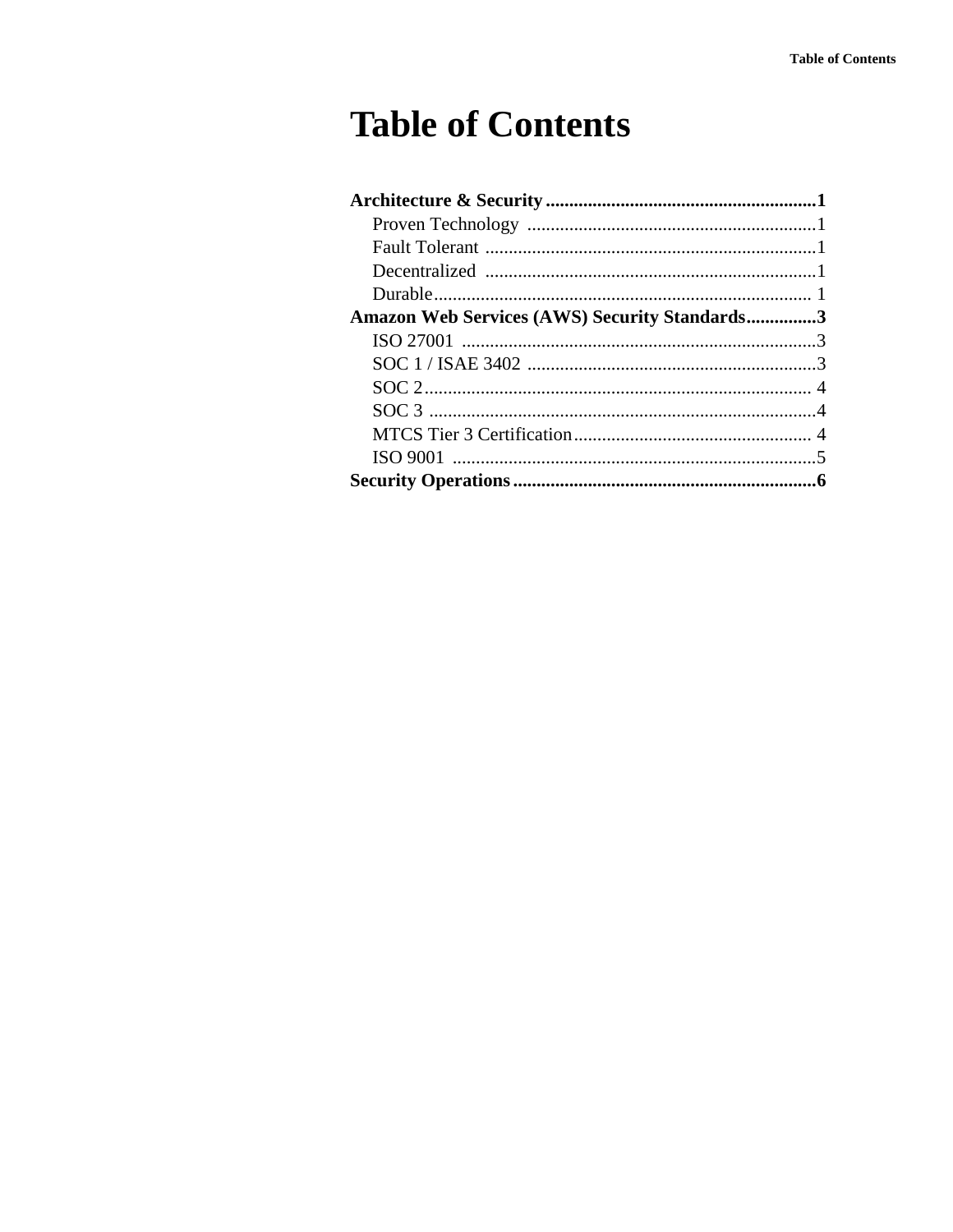# Table of Contents

**Architecture & Security** .......................................................... **1**

- Proven Technology .............................................................1
- Fault Tolerant .......................................................................1
- Decentralized .......................................................................1
- Durable................................................................................ 1

**Amazon Web Services (AWS) Security Standards**...............**3**

- ISO 27001 ...........................................................................3
- SOC 1 / ISAE 3402 .............................................................3
- SOC 2.................................................................................. 4
- SOC 3 ..................................................................................4
- MTCS Tier 3 Certification.................................................. 4
- ISO 9001 .............................................................................5

**Security Operations** ................................................................**6**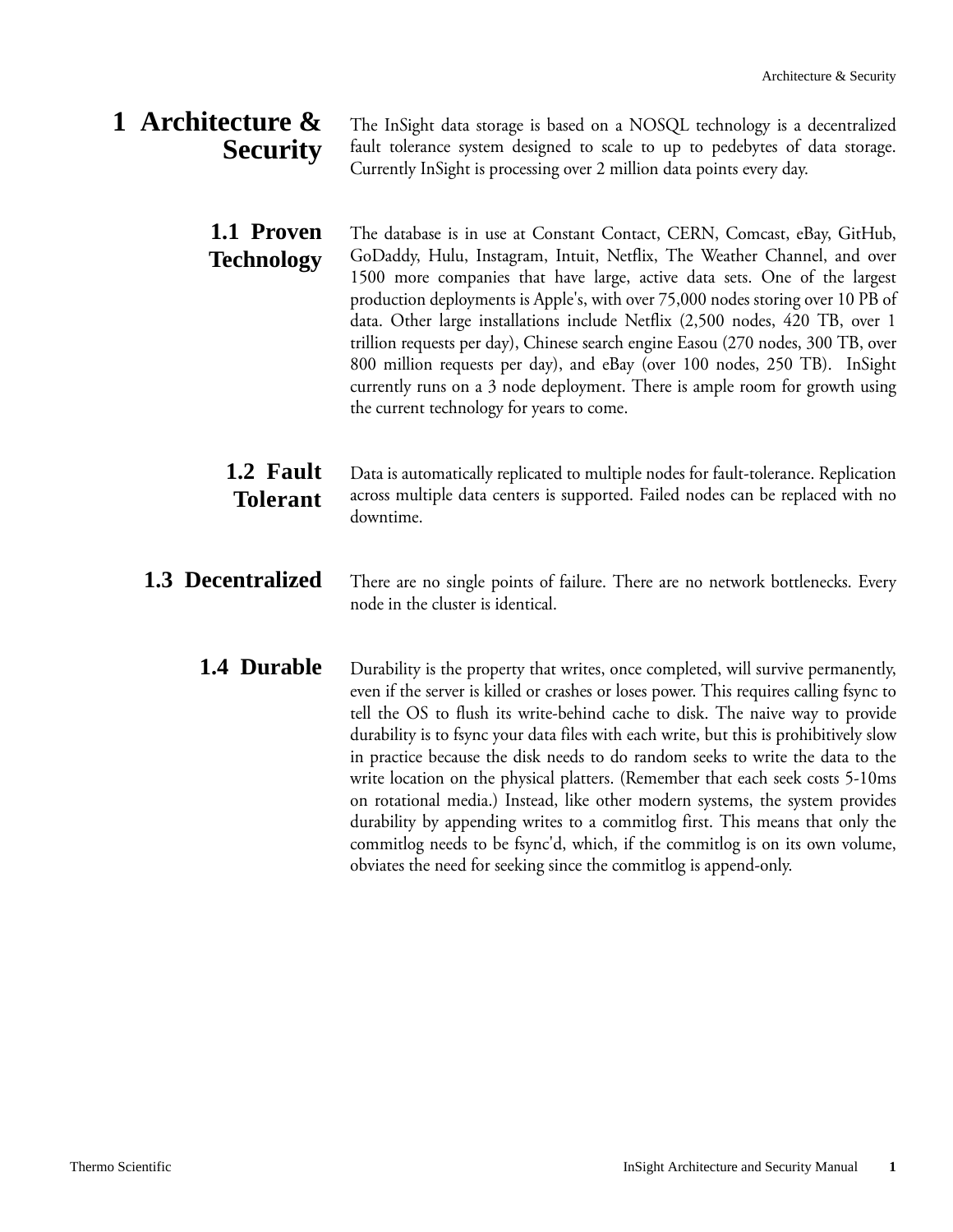# 1 Architecture & Security

The InSight data storage is based on a NOSQL technology is a decentralized fault tolerance system designed to scale to up to pedebytes of data storage. Currently InSight is processing over 2 million data points every day.

## 1.1 Proven Technology

The database is in use at Constant Contact, CERN, Comcast, eBay, GitHub, GoDaddy, Hulu, Instagram, Intuit, Netflix, The Weather Channel, and over 1500 more companies that have large, active data sets. One of the largest production deployments is Apple's, with over 75,000 nodes storing over 10 PB of data. Other large installations include Netflix (2,500 nodes, 420 TB, over 1 trillion requests per day), Chinese search engine Easou (270 nodes, 300 TB, over 800 million requests per day), and eBay (over 100 nodes, 250 TB). InSight currently runs on a 3 node deployment. There is ample room for growth using the current technology for years to come.

## 1.2 Fault Tolerant

Data is automatically replicated to multiple nodes for fault-tolerance. Replication across multiple data centers is supported. Failed nodes can be replaced with no downtime.

## 1.3 Decentralized

There are no single points of failure. There are no network bottlenecks. Every node in the cluster is identical.

## 1.4 Durable

Durability is the property that writes, once completed, will survive permanently, even if the server is killed or crashes or loses power. This requires calling fsync to tell the OS to flush its write-behind cache to disk. The naive way to provide durability is to fsync your data files with each write, but this is prohibitively slow in practice because the disk needs to do random seeks to write the data to the write location on the physical platters. (Remember that each seek costs 5-10ms on rotational media.) Instead, like other modern systems, the system provides durability by appending writes to a commitlog first. This means that only the commitlog needs to be fsync'd, which, if the commitlog is on its own volume, obviates the need for seeking since the commitlog is append-only.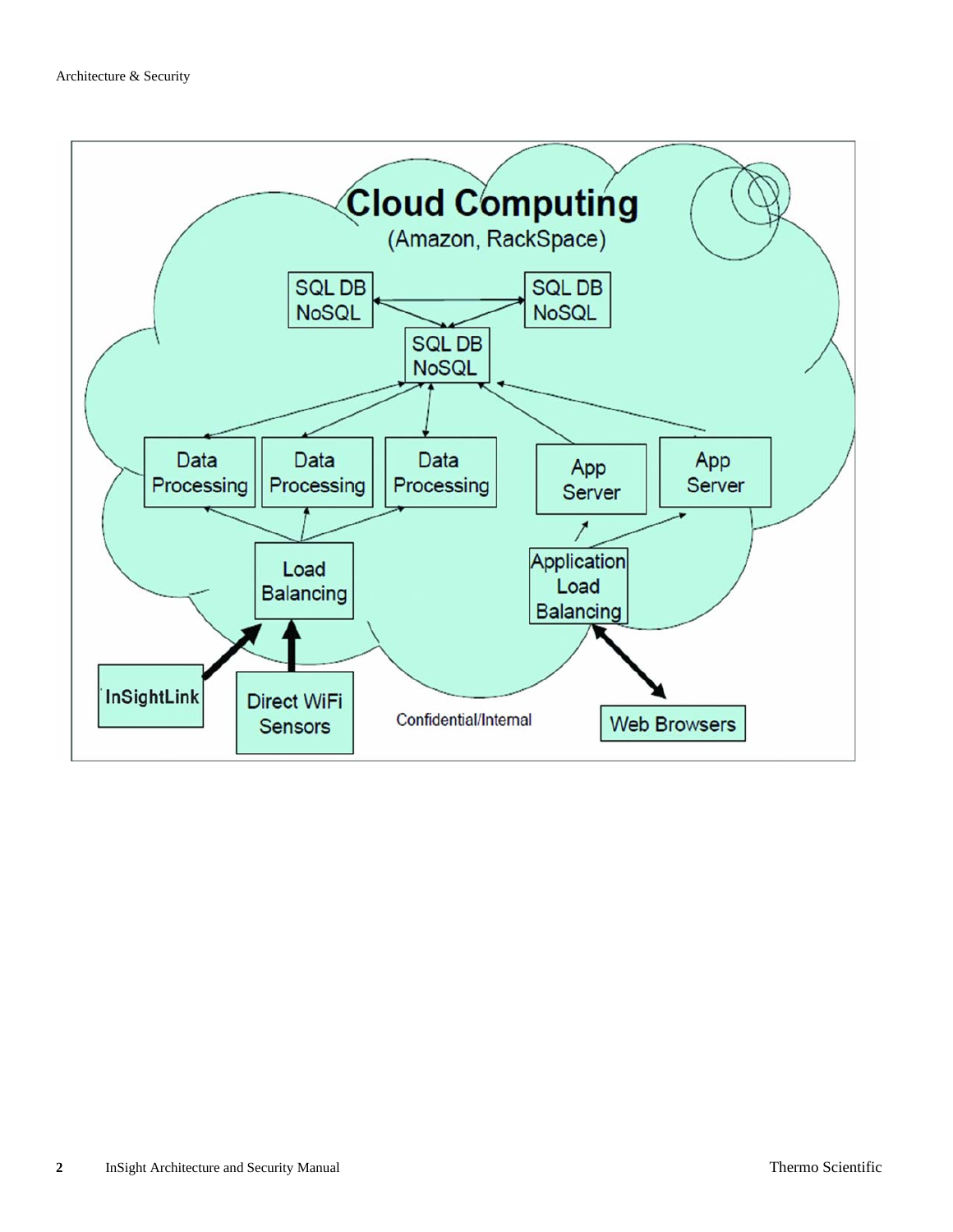Cloud Computing
(Amazon, RackSpace)

SQL DB NoSQL

SQL DB NoSQL

SQL DB NoSQL

Data Processing

Data Processing

Data Processing

App Server

App Server

Load Balancing

Application Load Balancing

InSightLink

Direct WiFi Sensors

Confidential/Internal

Web Browsers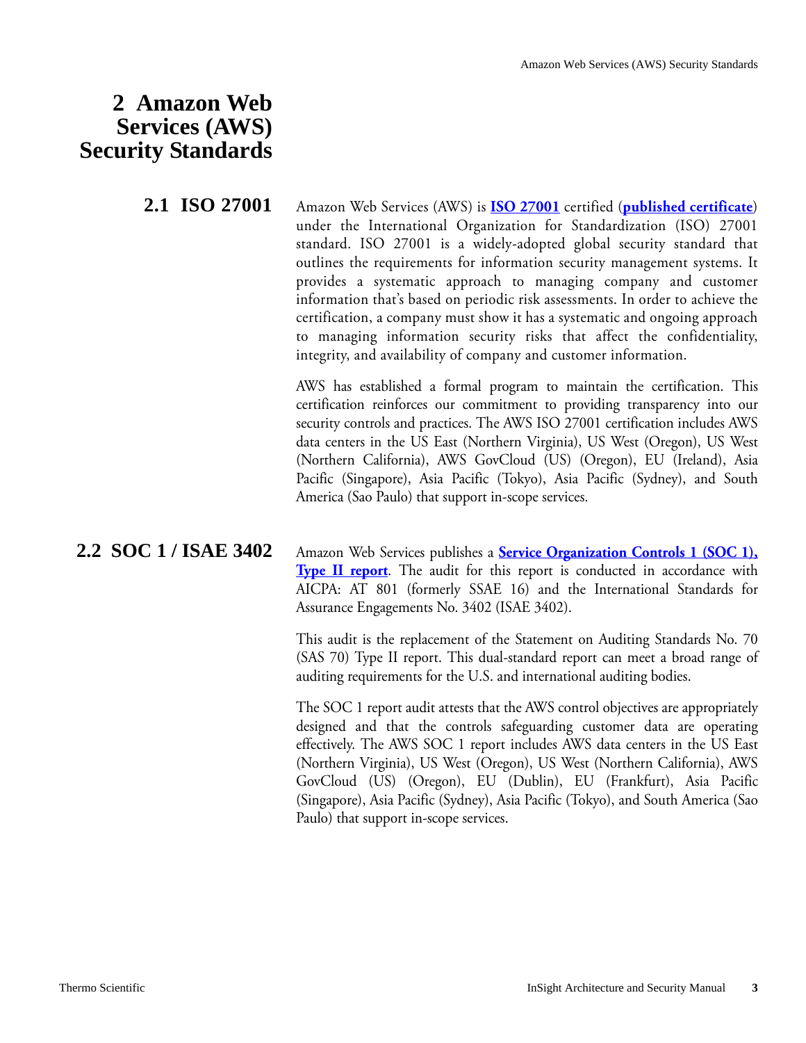# 2 Amazon Web Services (AWS) Security Standards

## 2.1 ISO 27001

Amazon Web Services (AWS) is **ISO 27001** certified (**published certificate**) under the International Organization for Standardization (ISO) 27001 standard. ISO 27001 is a widely-adopted global security standard that outlines the requirements for information security management systems. It provides a systematic approach to managing company and customer information that's based on periodic risk assessments. In order to achieve the certification, a company must show it has a systematic and ongoing approach to managing information security risks that affect the confidentiality, integrity, and availability of company and customer information.

AWS has established a formal program to maintain the certification. This certification reinforces our commitment to providing transparency into our security controls and practices. The AWS ISO 27001 certification includes AWS data centers in the US East (Northern Virginia), US West (Oregon), US West (Northern California), AWS GovCloud (US) (Oregon), EU (Ireland), Asia Pacific (Singapore), Asia Pacific (Tokyo), Asia Pacific (Sydney), and South America (Sao Paulo) that support in-scope services.

## 2.2 SOC 1 / ISAE 3402

Amazon Web Services publishes a **Service Organization Controls 1 (SOC 1), Type II report**. The audit for this report is conducted in accordance with AICPA: AT 801 (formerly SSAE 16) and the International Standards for Assurance Engagements No. 3402 (ISAE 3402).

This audit is the replacement of the Statement on Auditing Standards No. 70 (SAS 70) Type II report. This dual-standard report can meet a broad range of auditing requirements for the U.S. and international auditing bodies.

The SOC 1 report audit attests that the AWS control objectives are appropriately designed and that the controls safeguarding customer data are operating effectively. The AWS SOC 1 report includes AWS data centers in the US East (Northern Virginia), US West (Oregon), US West (Northern California), AWS GovCloud (US) (Oregon), EU (Dublin), EU (Frankfurt), Asia Pacific (Singapore), Asia Pacific (Sydney), Asia Pacific (Tokyo), and South America (Sao Paulo) that support in-scope services.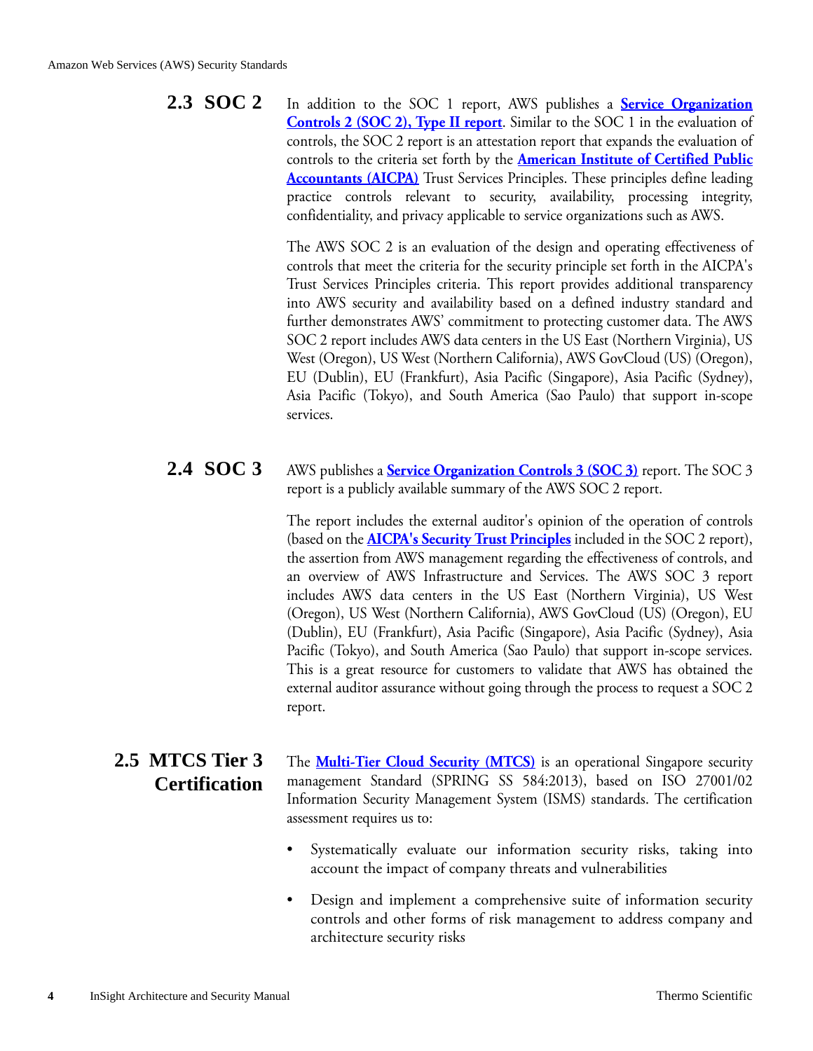## 2.3 SOC 2

In addition to the SOC 1 report, AWS publishes a **Service Organization Controls 2 (SOC 2), Type II report**. Similar to the SOC 1 in the evaluation of controls, the SOC 2 report is an attestation report that expands the evaluation of controls to the criteria set forth by the **American Institute of Certified Public Accountants (AICPA)** Trust Services Principles. These principles define leading practice controls relevant to security, availability, processing integrity, confidentiality, and privacy applicable to service organizations such as AWS.

The AWS SOC 2 is an evaluation of the design and operating effectiveness of controls that meet the criteria for the security principle set forth in the AICPA's Trust Services Principles criteria. This report provides additional transparency into AWS security and availability based on a defined industry standard and further demonstrates AWS' commitment to protecting customer data. The AWS SOC 2 report includes AWS data centers in the US East (Northern Virginia), US West (Oregon), US West (Northern California), AWS GovCloud (US) (Oregon), EU (Dublin), EU (Frankfurt), Asia Pacific (Singapore), Asia Pacific (Sydney), Asia Pacific (Tokyo), and South America (Sao Paulo) that support in-scope services.

## 2.4 SOC 3

AWS publishes a **Service Organization Controls 3 (SOC 3)** report. The SOC 3 report is a publicly available summary of the AWS SOC 2 report.

The report includes the external auditor's opinion of the operation of controls (based on the **AICPA's Security Trust Principles** included in the SOC 2 report), the assertion from AWS management regarding the effectiveness of controls, and an overview of AWS Infrastructure and Services. The AWS SOC 3 report includes AWS data centers in the US East (Northern Virginia), US West (Oregon), US West (Northern California), AWS GovCloud (US) (Oregon), EU (Dublin), EU (Frankfurt), Asia Pacific (Singapore), Asia Pacific (Sydney), Asia Pacific (Tokyo), and South America (Sao Paulo) that support in-scope services. This is a great resource for customers to validate that AWS has obtained the external auditor assurance without going through the process to request a SOC 2 report.

## 2.5 MTCS Tier 3 Certification

The **Multi-Tier Cloud Security (MTCS)** is an operational Singapore security management Standard (SPRING SS 584:2013), based on ISO 27001/02 Information Security Management System (ISMS) standards. The certification assessment requires us to:

- Systematically evaluate our information security risks, taking into account the impact of company threats and vulnerabilities
- Design and implement a comprehensive suite of information security controls and other forms of risk management to address company and architecture security risks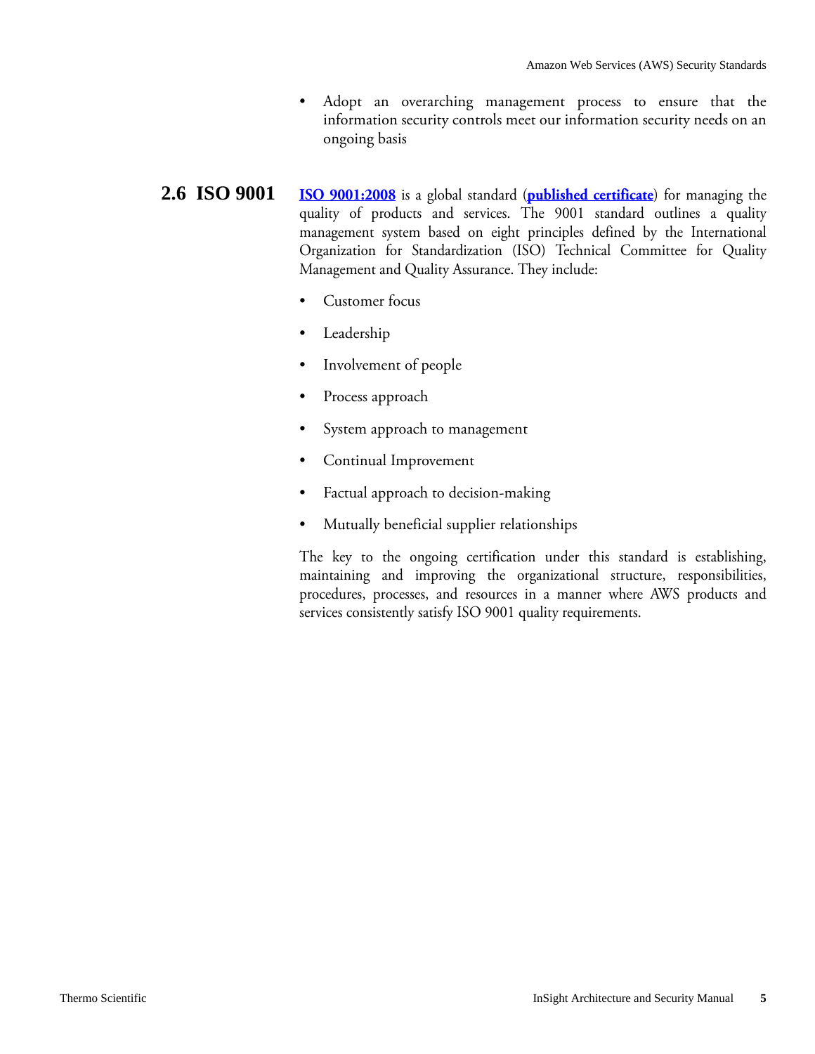- Adopt an overarching management process to ensure that the information security controls meet our information security needs on an ongoing basis

## 2.6 ISO 9001

**ISO 9001:2008** is a global standard (**published certificate**) for managing the quality of products and services. The 9001 standard outlines a quality management system based on eight principles defined by the International Organization for Standardization (ISO) Technical Committee for Quality Management and Quality Assurance. They include:

- Customer focus
- Leadership
- Involvement of people
- Process approach
- System approach to management
- Continual Improvement
- Factual approach to decision-making
- Mutually beneficial supplier relationships

The key to the ongoing certification under this standard is establishing, maintaining and improving the organizational structure, responsibilities, procedures, processes, and resources in a manner where AWS products and services consistently satisfy ISO 9001 quality requirements.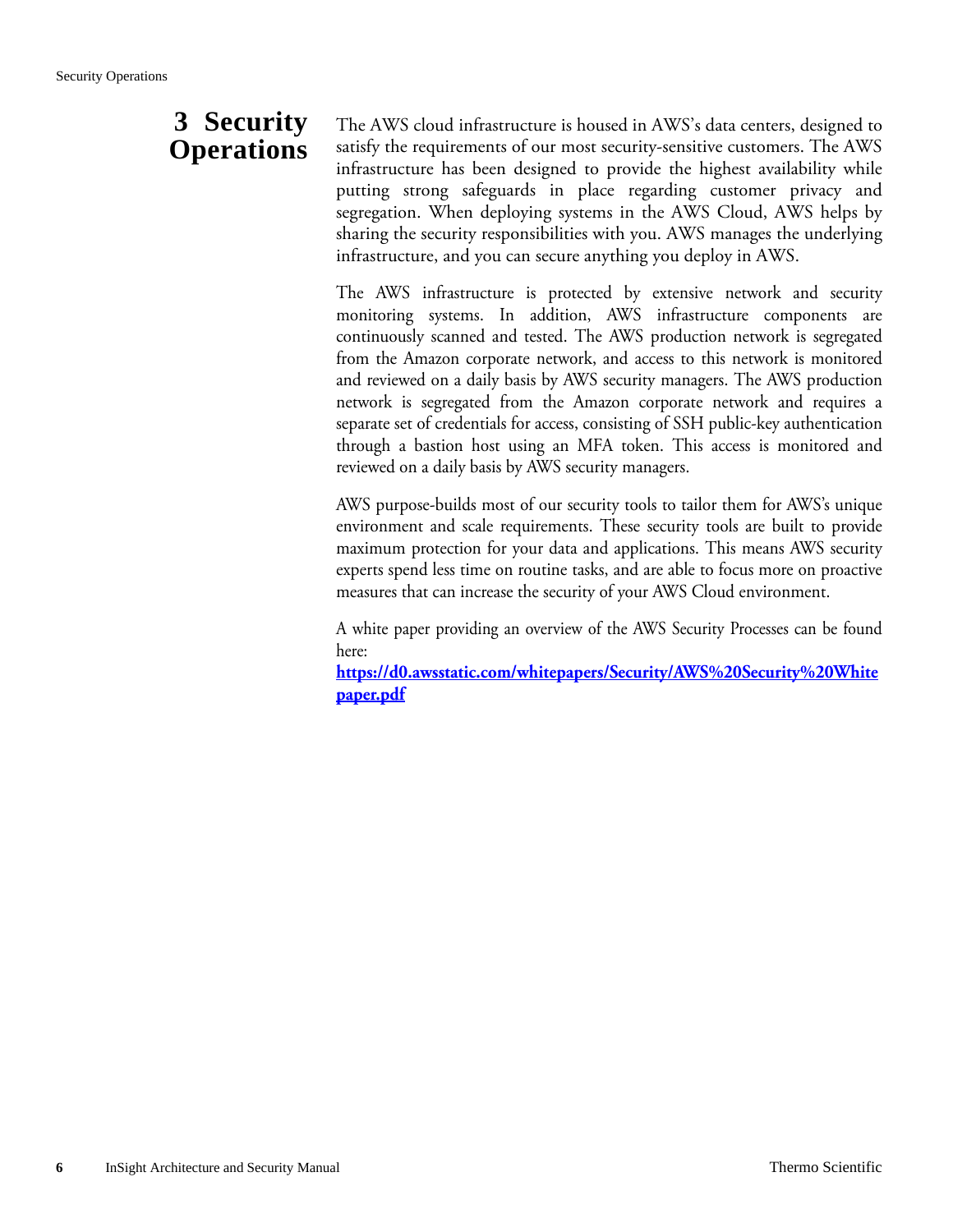# 3 Security Operations

The AWS cloud infrastructure is housed in AWS's data centers, designed to satisfy the requirements of our most security-sensitive customers. The AWS infrastructure has been designed to provide the highest availability while putting strong safeguards in place regarding customer privacy and segregation. When deploying systems in the AWS Cloud, AWS helps by sharing the security responsibilities with you. AWS manages the underlying infrastructure, and you can secure anything you deploy in AWS.

The AWS infrastructure is protected by extensive network and security monitoring systems. In addition, AWS infrastructure components are continuously scanned and tested. The AWS production network is segregated from the Amazon corporate network, and access to this network is monitored and reviewed on a daily basis by AWS security managers. The AWS production network is segregated from the Amazon corporate network and requires a separate set of credentials for access, consisting of SSH public-key authentication through a bastion host using an MFA token. This access is monitored and reviewed on a daily basis by AWS security managers.

AWS purpose-builds most of our security tools to tailor them for AWS's unique environment and scale requirements. These security tools are built to provide maximum protection for your data and applications. This means AWS security experts spend less time on routine tasks, and are able to focus more on proactive measures that can increase the security of your AWS Cloud environment.

A white paper providing an overview of the AWS Security Processes can be found here: **[https://d0.awsstatic.com/whitepapers/Security/AWS%20Security%20Whitepaper.pdf](https://d0.awsstatic.com/whitepapers/Security/AWS%20Security%20Whitepaper.pdf)**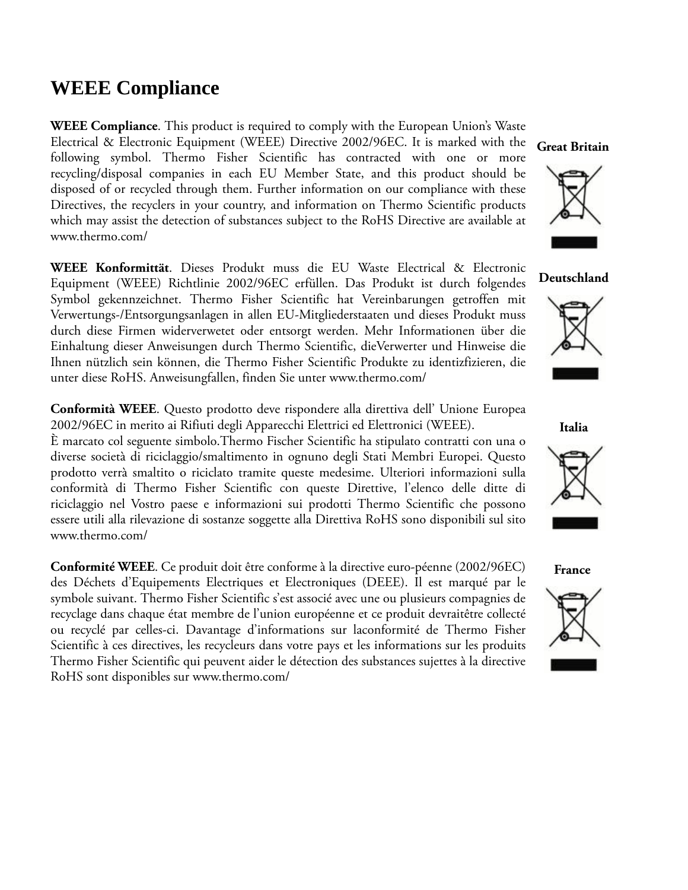# WEEE Compliance

**WEEE Compliance**. This product is required to comply with the European Union's Waste Electrical & Electronic Equipment (WEEE) Directive 2002/96EC. It is marked with the following symbol. Thermo Fisher Scientific has contracted with one or more recycling/disposal companies in each EU Member State, and this product should be disposed of or recycled through them. Further information on our compliance with these Directives, the recyclers in your country, and information on Thermo Scientific products which may assist the detection of substances subject to the RoHS Directive are available at www.thermo.com/

**Great Britain**

**WEEE Konformittät**. Dieses Produkt muss die EU Waste Electrical & Electronic Equipment (WEEE) Richtlinie 2002/96EC erfüllen. Das Produkt ist durch folgendes Symbol gekennzeichnet. Thermo Fisher Scientific hat Vereinbarungen getroffen mit Verwertungs-/Entsorgungsanlagen in allen EU-Mitgliederstaaten und dieses Produkt muss durch diese Firmen widerverwetet oder entsorgt werden. Mehr Informationen über die Einhaltung dieser Anweisungen durch Thermo Scientific, dieVerwerter und Hinweise die Ihnen nützlich sein können, die Thermo Fisher Scientific Produkte zu identizfizieren, die unter diese RoHS. Anweisungfallen, finden Sie unter www.thermo.com/

**Deutschland**

**Conformità WEEE**. Questo prodotto deve rispondere alla direttiva dell' Unione Europea 2002/96EC in merito ai Rifiuti degli Apparecchi Elettrici ed Elettronici (WEEE).
È marcato col seguente simbolo.Thermo Fischer Scientific ha stipulato contratti con una o diverse società di riciclaggio/smaltimento in ognuno degli Stati Membri Europei. Questo prodotto verrà smaltito o riciclato tramite queste medesime. Ulteriori informazioni sulla conformità di Thermo Fisher Scientific con queste Direttive, l'elenco delle ditte di riciclaggio nel Vostro paese e informazioni sui prodotti Thermo Scientific che possono essere utili alla rilevazione di sostanze soggette alla Direttiva RoHS sono disponibili sul sito www.thermo.com/

**Italia**

**Conformité WEEE**. Ce produit doit être conforme à la directive euro-péenne (2002/96EC) des Déchets d'Equipements Electriques et Electroniques (DEEE). Il est marqué par le symbole suivant. Thermo Fisher Scientific s'est associé avec une ou plusieurs compagnies de recyclage dans chaque état membre de l'union européenne et ce produit devraitêtre collecté ou recyclé par celles-ci. Davantage d'informations sur laconformité de Thermo Fisher Scientific à ces directives, les recycleurs dans votre pays et les informations sur les produits Thermo Fisher Scientific qui peuvent aider le détection des substances sujettes à la directive RoHS sont disponibles sur www.thermo.com/

**France**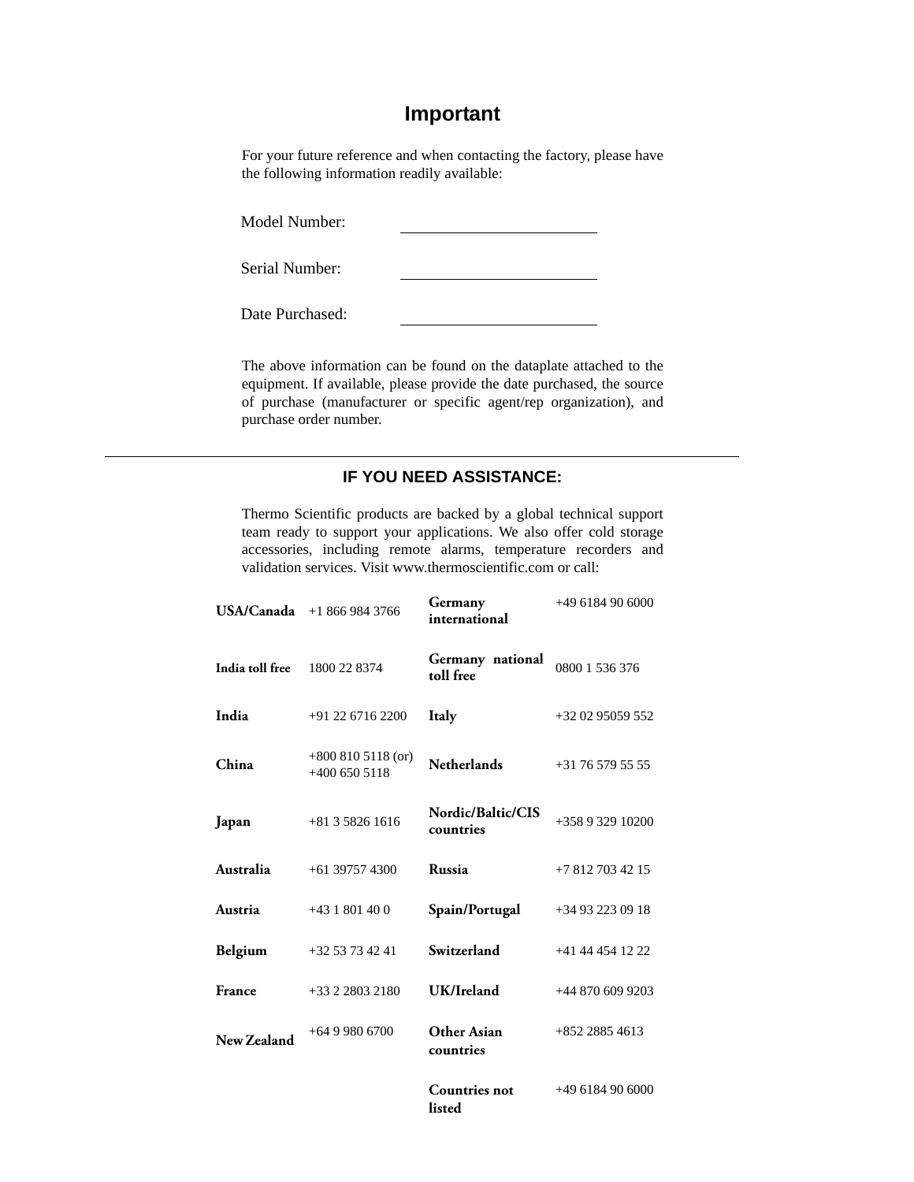# Important

For your future reference and when contacting the factory, please have the following information readily available:

Model Number: ______________________

Serial Number: ______________________

Date Purchased: ______________________

The above information can be found on the dataplate attached to the equipment. If available, please provide the date purchased, the source of purchase (manufacturer or specific agent/rep organization), and purchase order number.

---

## IF YOU NEED ASSISTANCE:

Thermo Scientific products are backed by a global technical support team ready to support your applications. We also offer cold storage accessories, including remote alarms, temperature recorders and validation services. Visit www.thermoscientific.com or call:

| | | | |
|---|---|---|---|
| **USA/Canada** | +1 866 984 3766 | **Germany international** | +49 6184 90 6000 |
| **India toll free** | 1800 22 8374 | **Germany national toll free** | 0800 1 536 376 |
| **India** | +91 22 6716 2200 | **Italy** | +32 02 95059 552 |
| **China** | +800 810 5118 (or) +400 650 5118 | **Netherlands** | +31 76 579 55 55 |
| **Japan** | +81 3 5826 1616 | **Nordic/Baltic/CIS countries** | +358 9 329 10200 |
| **Australia** | +61 39757 4300 | **Russia** | +7 812 703 42 15 |
| **Austria** | +43 1 801 40 0 | **Spain/Portugal** | +34 93 223 09 18 |
| **Belgium** | +32 53 73 42 41 | **Switzerland** | +41 44 454 12 22 |
| **France** | +33 2 2803 2180 | **UK/Ireland** | +44 870 609 9203 |
| **New Zealand** | +64 9 980 6700 | **Other Asian countries** | +852 2885 4613 |
| | | **Countries not listed** | +49 6184 90 6000 |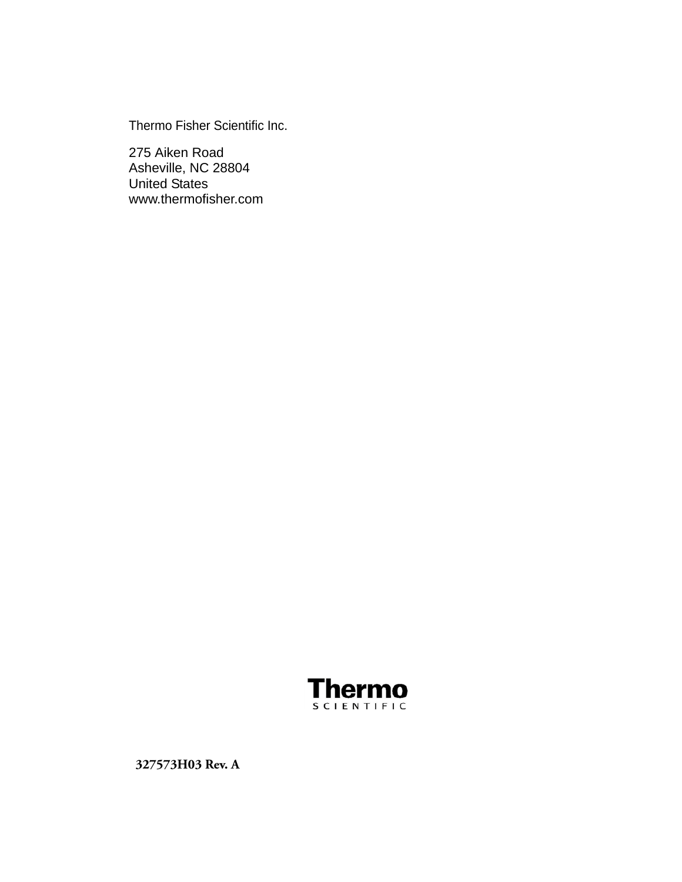Thermo Fisher Scientific Inc.

275 Aiken Road
Asheville, NC 28804
United States
www.thermofisher.com

Thermo
SCIENTIFIC

327573H03 Rev. A